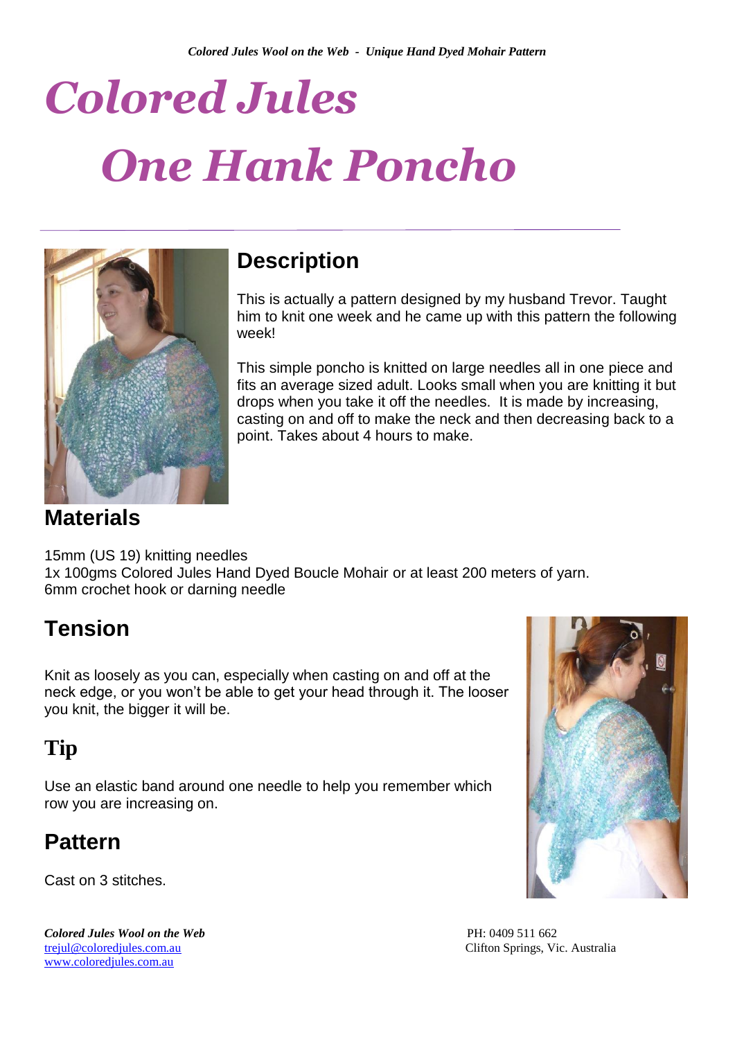# Colored Jules

# One Hank Poncho

## Description

This is actually a pattern designed by my husband Trevor. Taught him to knit one week and he came up with this pattern the following week!

This simple poncho is knitted on large needles all in one piece and fits an average sized adult. Looks small when you are knitting it but drops when you take it off the needles. It is made by increasing, casting on and off to make the neck and then decreasing back to a point. Takes about 4 hours to make.

## Materials

15mm (US 19) knitting needles
1x 100gms Colored Jules Hand Dyed Boucle Mohair or at least 200 meters of yarn.
6mm crochet hook or darning needle

## Tension

Knit as loosely as you can, especially when casting on and off at the neck edge, or you won't be able to get your head through it. The looser you knit, the bigger it will be.

## Tip

Use an elastic band around one needle to help you remember which row you are increasing on.

## Pattern

Cast on 3 stitches.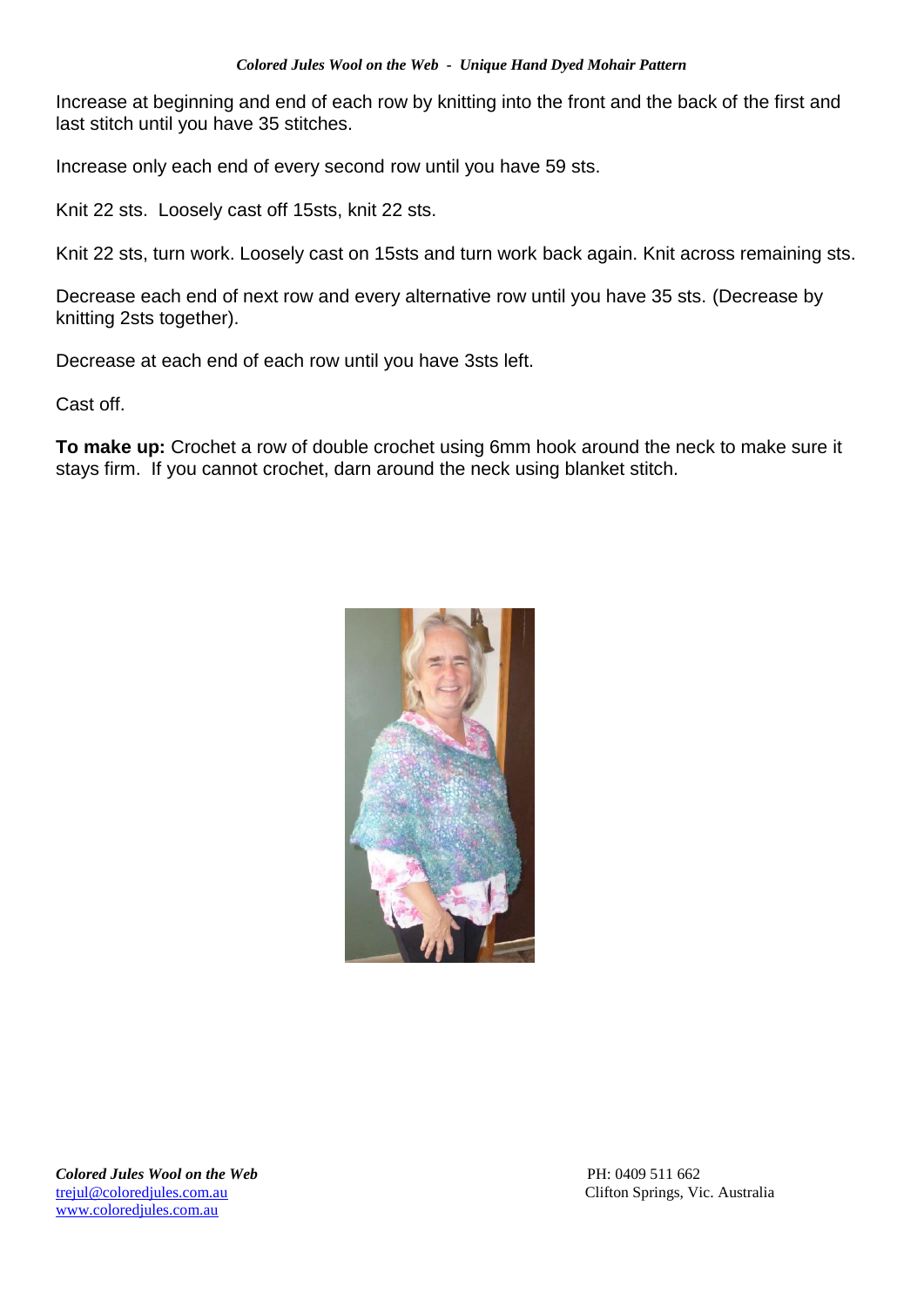Increase at beginning and end of each row by knitting into the front and the back of the first and last stitch until you have 35 stitches.

Increase only each end of every second row until you have 59 sts.

Knit 22 sts. Loosely cast off 15sts, knit 22 sts.

Knit 22 sts, turn work. Loosely cast on 15sts and turn work back again. Knit across remaining sts.

Decrease each end of next row and every alternative row until you have 35 sts. (Decrease by knitting 2sts together).

Decrease at each end of each row until you have 3sts left.

Cast off.

**To make up:** Crochet a row of double crochet using 6mm hook around the neck to make sure it stays firm. If you cannot crochet, darn around the neck using blanket stitch.

***Colored Jules Wool on the Web***
trejul@coloredjules.com.au
www.coloredjules.com.au

PH: 0409 511 662
Clifton Springs, Vic. Australia